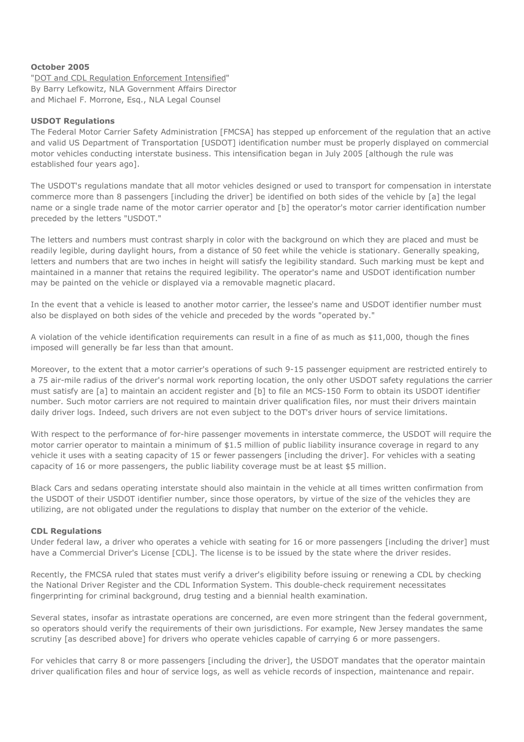**October 2005**

"DOT and CDL Regulation Enforcement Intensified"
By Barry Lefkowitz, NLA Government Affairs Director
and Michael F. Morrone, Esq., NLA Legal Counsel

**USDOT Regulations**

The Federal Motor Carrier Safety Administration [FMCSA] has stepped up enforcement of the regulation that an active and valid US Department of Transportation [USDOT] identification number must be properly displayed on commercial motor vehicles conducting interstate business. This intensification began in July 2005 [although the rule was established four years ago].

The USDOT's regulations mandate that all motor vehicles designed or used to transport for compensation in interstate commerce more than 8 passengers [including the driver] be identified on both sides of the vehicle by [a] the legal name or a single trade name of the motor carrier operator and [b] the operator's motor carrier identification number preceded by the letters "USDOT."

The letters and numbers must contrast sharply in color with the background on which they are placed and must be readily legible, during daylight hours, from a distance of 50 feet while the vehicle is stationary. Generally speaking, letters and numbers that are two inches in height will satisfy the legibility standard. Such marking must be kept and maintained in a manner that retains the required legibility. The operator's name and USDOT identification number may be painted on the vehicle or displayed via a removable magnetic placard.

In the event that a vehicle is leased to another motor carrier, the lessee's name and USDOT identifier number must also be displayed on both sides of the vehicle and preceded by the words "operated by."

A violation of the vehicle identification requirements can result in a fine of as much as $11,000, though the fines imposed will generally be far less than that amount.

Moreover, to the extent that a motor carrier's operations of such 9-15 passenger equipment are restricted entirely to a 75 air-mile radius of the driver's normal work reporting location, the only other USDOT safety regulations the carrier must satisfy are [a] to maintain an accident register and [b] to file an MCS-150 Form to obtain its USDOT identifier number. Such motor carriers are not required to maintain driver qualification files, nor must their drivers maintain daily driver logs. Indeed, such drivers are not even subject to the DOT's driver hours of service limitations.

With respect to the performance of for-hire passenger movements in interstate commerce, the USDOT will require the motor carrier operator to maintain a minimum of $1.5 million of public liability insurance coverage in regard to any vehicle it uses with a seating capacity of 15 or fewer passengers [including the driver]. For vehicles with a seating capacity of 16 or more passengers, the public liability coverage must be at least $5 million.

Black Cars and sedans operating interstate should also maintain in the vehicle at all times written confirmation from the USDOT of their USDOT identifier number, since those operators, by virtue of the size of the vehicles they are utilizing, are not obligated under the regulations to display that number on the exterior of the vehicle.

**CDL Regulations**

Under federal law, a driver who operates a vehicle with seating for 16 or more passengers [including the driver] must have a Commercial Driver's License [CDL]. The license is to be issued by the state where the driver resides.

Recently, the FMCSA ruled that states must verify a driver's eligibility before issuing or renewing a CDL by checking the National Driver Register and the CDL Information System. This double-check requirement necessitates fingerprinting for criminal background, drug testing and a biennial health examination.

Several states, insofar as intrastate operations are concerned, are even more stringent than the federal government, so operators should verify the requirements of their own jurisdictions. For example, New Jersey mandates the same scrutiny [as described above] for drivers who operate vehicles capable of carrying 6 or more passengers.

For vehicles that carry 8 or more passengers [including the driver], the USDOT mandates that the operator maintain driver qualification files and hour of service logs, as well as vehicle records of inspection, maintenance and repair.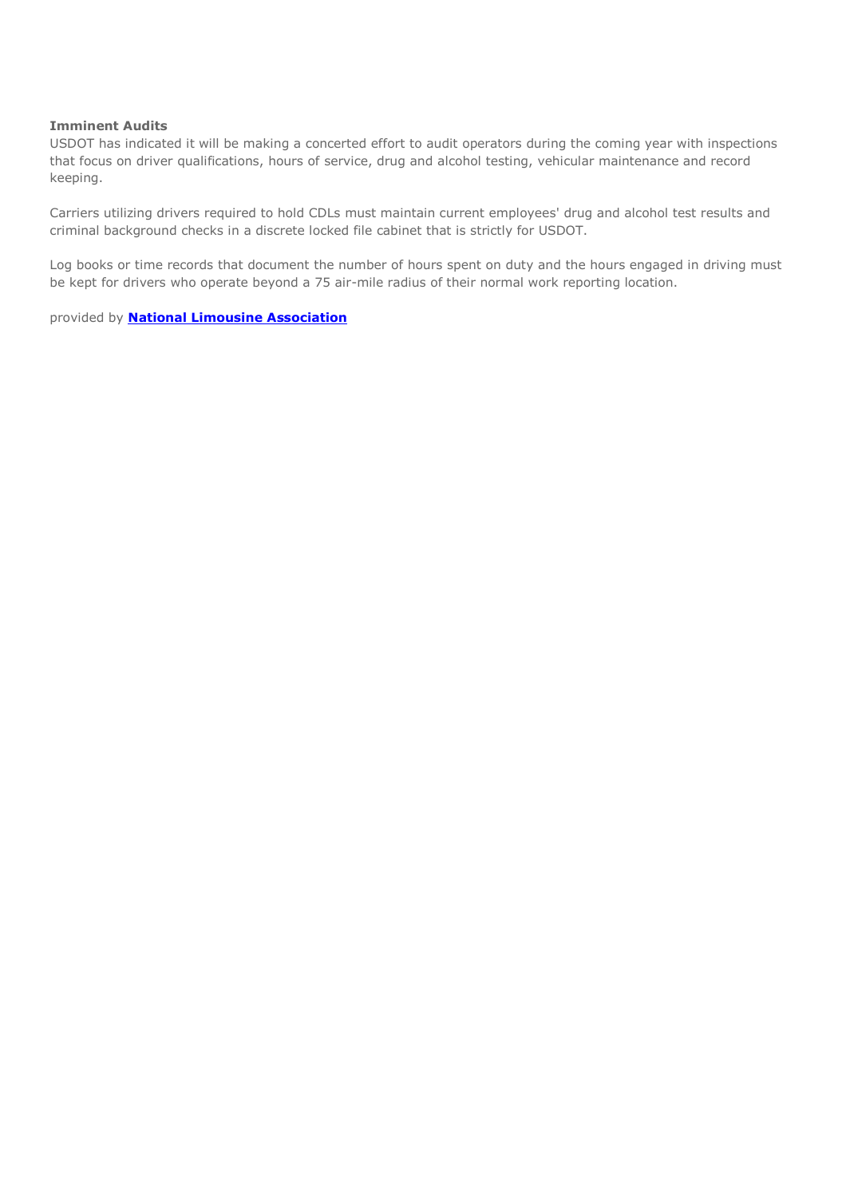**Imminent Audits**
USDOT has indicated it will be making a concerted effort to audit operators during the coming year with inspections that focus on driver qualifications, hours of service, drug and alcohol testing, vehicular maintenance and record keeping.

Carriers utilizing drivers required to hold CDLs must maintain current employees' drug and alcohol test results and criminal background checks in a discrete locked file cabinet that is strictly for USDOT.

Log books or time records that document the number of hours spent on duty and the hours engaged in driving must be kept for drivers who operate beyond a 75 air-mile radius of their normal work reporting location.

provided by **National Limousine Association**